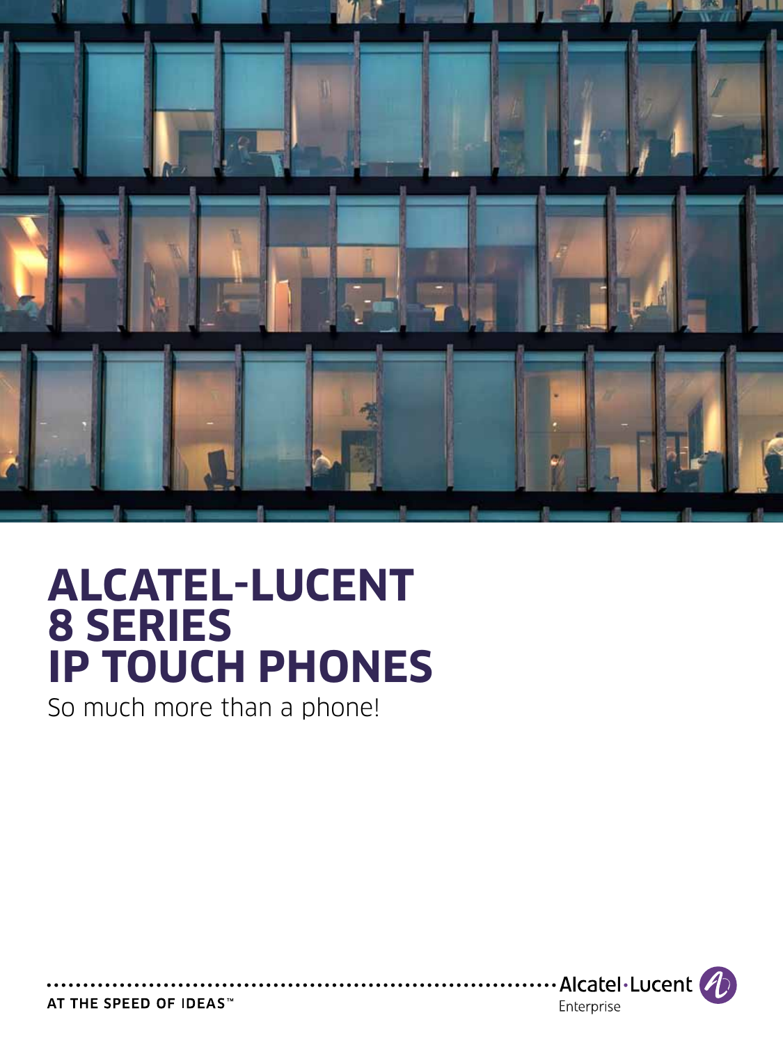# ALCATEL-LUCENT 8 SERIES IP TOUCH PHONES

So much more than a phone!

AT THE SPEED OF IDEAS™

Alcatel·Lucent Enterprise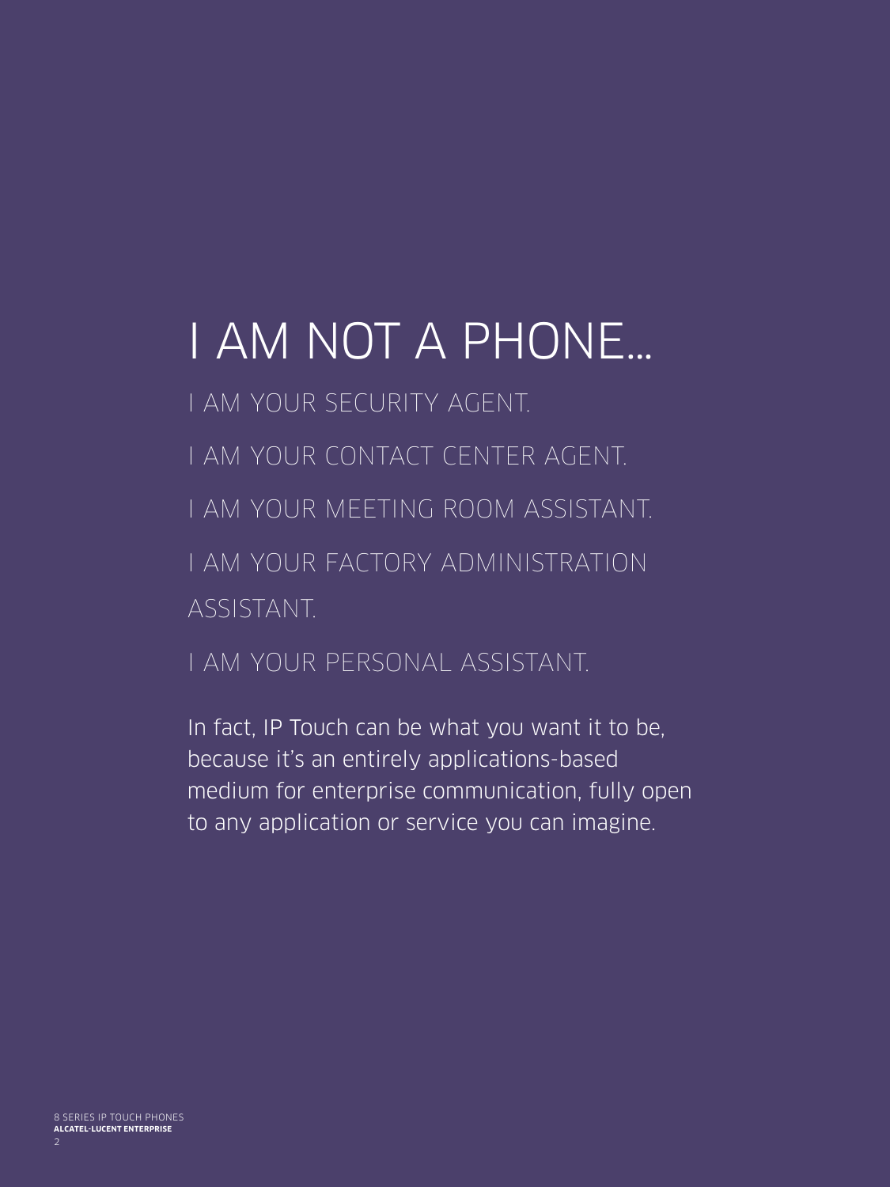# I AM NOT A PHONE...

I AM YOUR SECURITY AGENT.

I AM YOUR CONTACT CENTER AGENT.

I AM YOUR MEETING ROOM ASSISTANT.

I AM YOUR FACTORY ADMINISTRATION ASSISTANT.

I AM YOUR PERSONAL ASSISTANT.

In fact, IP Touch can be what you want it to be, because it's an entirely applications-based medium for enterprise communication, fully open to any application or service you can imagine.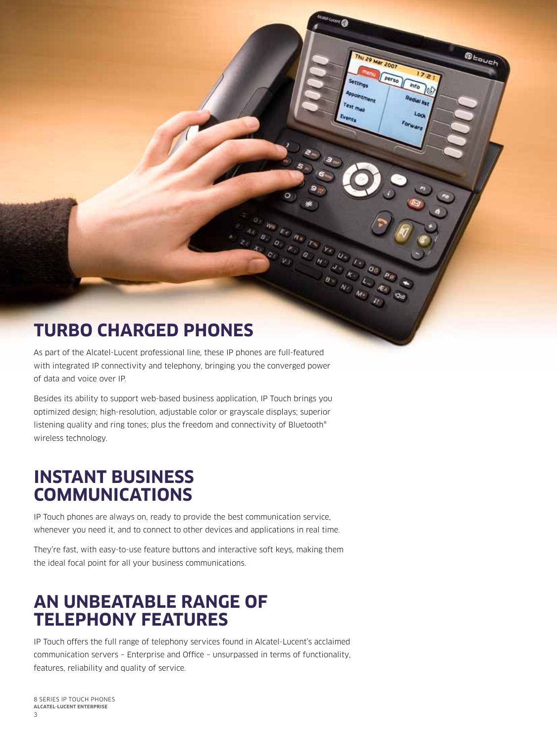## TURBO CHARGED PHONES

As part of the Alcatel-Lucent professional line, these IP phones are full-featured with integrated IP connectivity and telephony, bringing you the converged power of data and voice over IP.

Besides its ability to support web-based business application, IP Touch brings you optimized design; high-resolution, adjustable color or grayscale displays; superior listening quality and ring tones; plus the freedom and connectivity of Bluetooth® wireless technology.

## INSTANT BUSINESS COMMUNICATIONS

IP Touch phones are always on, ready to provide the best communication service, whenever you need it, and to connect to other devices and applications in real time.

They're fast, with easy-to-use feature buttons and interactive soft keys, making them the ideal focal point for all your business communications.

## AN UNBEATABLE RANGE OF TELEPHONY FEATURES

IP Touch offers the full range of telephony services found in Alcatel-Lucent's acclaimed communication servers – Enterprise and Office – unsurpassed in terms of functionality, features, reliability and quality of service.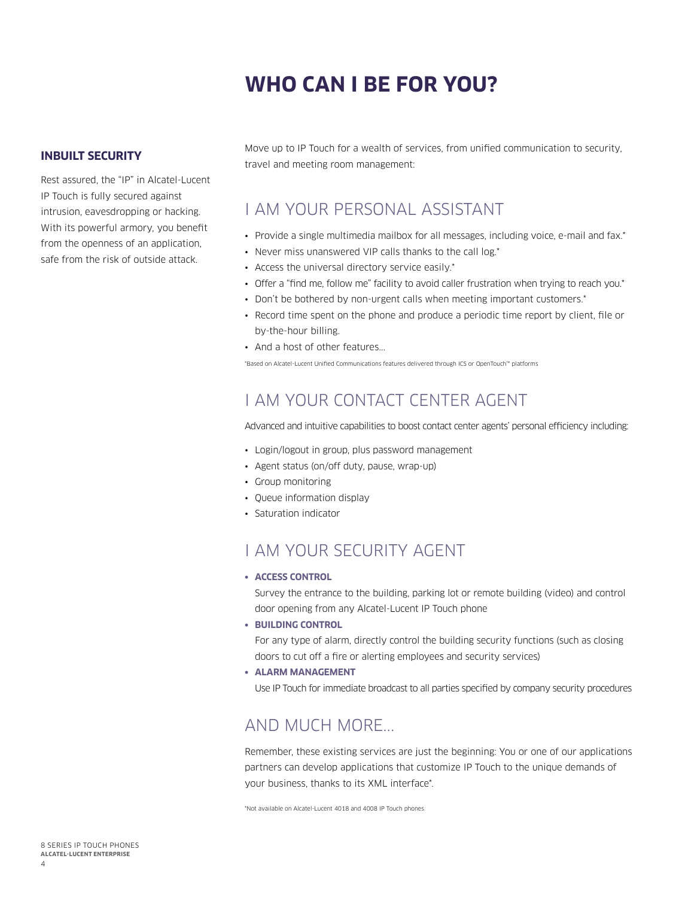# WHO CAN I BE FOR YOU?

### INBUILT SECURITY

Rest assured, the "IP" in Alcatel-Lucent IP Touch is fully secured against intrusion, eavesdropping or hacking. With its powerful armory, you benefit from the openness of an application, safe from the risk of outside attack.

Move up to IP Touch for a wealth of services, from unified communication to security, travel and meeting room management:

## I AM YOUR PERSONAL ASSISTANT

- Provide a single multimedia mailbox for all messages, including voice, e-mail and fax.*
- Never miss unanswered VIP calls thanks to the call log.*
- Access the universal directory service easily.*
- Offer a "find me, follow me" facility to avoid caller frustration when trying to reach you.*
- Don't be bothered by non-urgent calls when meeting important customers.*
- Record time spent on the phone and produce a periodic time report by client, file or by-the-hour billing.
- And a host of other features…

*Based on Alcatel-Lucent Unified Communications features delivered through ICS or OpenTouch™ platforms

## I AM YOUR CONTACT CENTER AGENT

Advanced and intuitive capabilities to boost contact center agents' personal efficiency including:

- Login/logout in group, plus password management
- Agent status (on/off duty, pause, wrap-up)
- Group monitoring
- Queue information display
- Saturation indicator

## I AM YOUR SECURITY AGENT

- **ACCESS CONTROL**
  Survey the entrance to the building, parking lot or remote building (video) and control door opening from any Alcatel-Lucent IP Touch phone
- **BUILDING CONTROL**
  For any type of alarm, directly control the building security functions (such as closing doors to cut off a fire or alerting employees and security services)
- **ALARM MANAGEMENT**
  Use IP Touch for immediate broadcast to all parties specified by company security procedures

## AND MUCH MORE…

Remember, these existing services are just the beginning: You or one of our applications partners can develop applications that customize IP Touch to the unique demands of your business, thanks to its XML interface*.

*Not available on Alcatel-Lucent 4018 and 4008 IP Touch phones.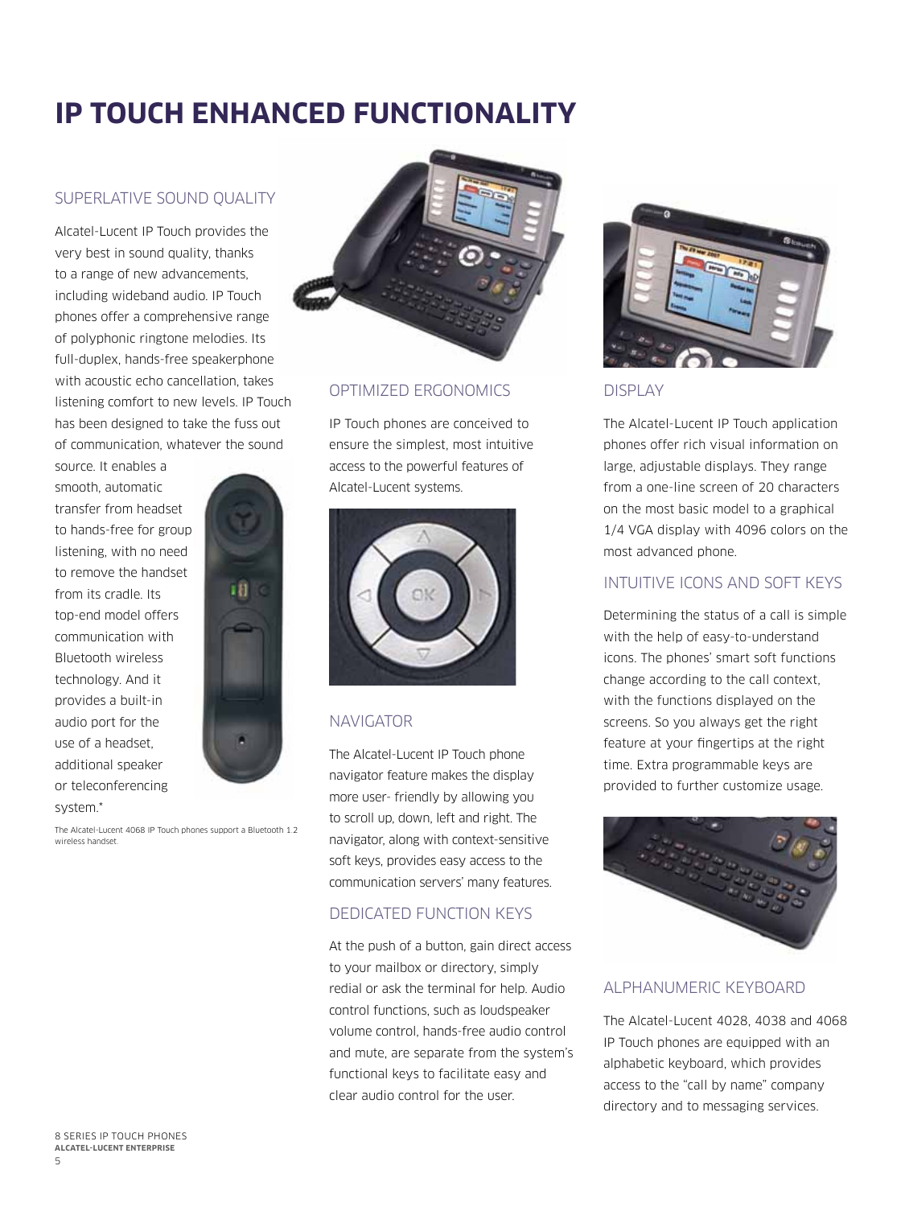# IP TOUCH ENHANCED FUNCTIONALITY

## SUPERLATIVE SOUND QUALITY

Alcatel-Lucent IP Touch provides the very best in sound quality, thanks to a range of new advancements, including wideband audio. IP Touch phones offer a comprehensive range of polyphonic ringtone melodies. Its full-duplex, hands-free speakerphone with acoustic echo cancellation, takes listening comfort to new levels. IP Touch has been designed to take the fuss out of communication, whatever the sound source. It enables a smooth, automatic transfer from headset to hands-free for group listening, with no need to remove the handset from its cradle. Its top-end model offers communication with Bluetooth wireless technology. And it provides a built-in audio port for the use of a headset, additional speaker or teleconferencing system.*

The Alcatel-Lucent 4068 IP Touch phones support a Bluetooth 1.2 wireless handset.

## OPTIMIZED ERGONOMICS

IP Touch phones are conceived to ensure the simplest, most intuitive access to the powerful features of Alcatel-Lucent systems.

## NAVIGATOR

The Alcatel-Lucent IP Touch phone navigator feature makes the display more user- friendly by allowing you to scroll up, down, left and right. The navigator, along with context-sensitive soft keys, provides easy access to the communication servers' many features.

## DEDICATED FUNCTION KEYS

At the push of a button, gain direct access to your mailbox or directory, simply redial or ask the terminal for help. Audio control functions, such as loudspeaker volume control, hands-free audio control and mute, are separate from the system's functional keys to facilitate easy and clear audio control for the user.

## DISPLAY

The Alcatel-Lucent IP Touch application phones offer rich visual information on large, adjustable displays. They range from a one-line screen of 20 characters on the most basic model to a graphical 1/4 VGA display with 4096 colors on the most advanced phone.

## INTUITIVE ICONS AND SOFT KEYS

Determining the status of a call is simple with the help of easy-to-understand icons. The phones' smart soft functions change according to the call context, with the functions displayed on the screens. So you always get the right feature at your fingertips at the right time. Extra programmable keys are provided to further customize usage.

## ALPHANUMERIC KEYBOARD

The Alcatel-Lucent 4028, 4038 and 4068 IP Touch phones are equipped with an alphabetic keyboard, which provides access to the "call by name" company directory and to messaging services.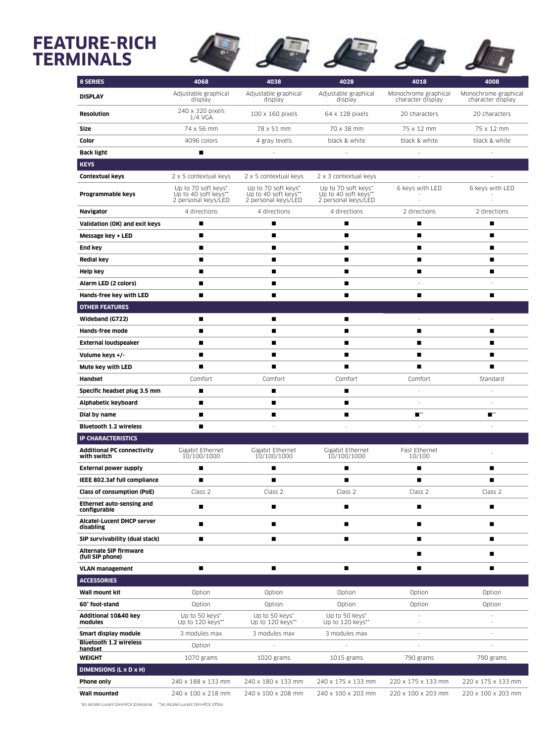# FEATURE-RICH TERMINALS

| 8 SERIES | 4068 | 4038 | 4028 | 4018 | 4008 |
|---|---|---|---|---|---|
| **DISPLAY** | Adjustable graphical display | Adjustable graphical display | Adjustable graphical display | Monochrome graphical character display | Monochrome graphical character display |
| **Resolution** | 240 x 320 pixels 1/4 VGA | 100 x 160 pixels | 64 x 128 pixels | 20 characters | 20 characters |
| **Size** | 74 x 56 mm | 78 x 51 mm | 70 x 38 mm | 75 x 12 mm | 75 x 12 mm |
| **Color** | 4096 colors | 4 gray levels | black & white | black & white | black & white |
| **Back light** | ■ | - | - | - | - |
| **KEYS** | | | | | |
| **Contextual keys** | 2 x 5 contextual keys | 2 x 5 contextual keys | 2 x 3 contextual keys | - | - |
| **Programmable keys** | Up to 70 soft keys* Up to 40 soft keys** 2 personal keys/LED | Up to 70 soft keys* Up to 40 soft keys** 2 personal keys/LED | Up to 70 soft keys* Up to 40 soft keys** 2 personal keys/LED | 6 keys with LED - - | 6 keys with LED - - |
| **Navigator** | 4 directions | 4 directions | 4 directions | 2 directions | 2 directions |
| **Validation (OK) and exit keys** | ■ | ■ | ■ | ■ | ■ |
| **Message key + LED** | ■ | ■ | ■ | ■ | ■ |
| **End key** | ■ | ■ | ■ | ■ | ■ |
| **Redial key** | ■ | ■ | ■ | ■ | ■ |
| **Help key** | ■ | ■ | ■ | ■ | ■ |
| **Alarm LED (2 colors)** | ■ | ■ | ■ | - | - |
| **Hands-free key with LED** | ■ | ■ | ■ | ■ | ■ |
| **OTHER FEATURES** | | | | | |
| **Wideband (G722)** | ■ | ■ | ■ | - | - |
| **Hands-free mode** | ■ | ■ | ■ | ■ | ■ |
| **External loudspeaker** | ■ | ■ | ■ | ■ | ■ |
| **Volume keys +/-** | ■ | ■ | ■ | ■ | ■ |
| **Mute key with LED** | ■ | ■ | ■ | ■ | ■ |
| **Handset** | Comfort | Comfort | Comfort | Comfort | Standard |
| **Specific headset plug 3.5 mm** | ■ | ■ | ■ | - | - |
| **Alphabetic keyboard** | ■ | ■ | ■ | - | - |
| **Dial by name** | ■ | ■ | ■ | ■** | ■** |
| **Bluetooth 1.2 wireless** | ■ | - | - | - | - |
| **IP CHARACTERISTICS** | | | | | |
| **Additional PC connectivity with switch** | Gigabit Ethernet 10/100/1000 | Gigabit Ethernet 10/100/1000 | Gigabit Ethernet 10/100/1000 | Fast Ethernet 10/100 | - |
| **External power supply** | ■ | ■ | ■ | ■ | ■ |
| **IEEE 802.3af full compliance** | ■ | ■ | ■ | ■ | ■ |
| **Class of consumption (PoE)** | Class 2 | Class 2 | Class 2 | Class 2 | Class 2 |
| **Ethernet auto-sensing and configurable** | ■ | ■ | ■ | ■ | ■ |
| **Alcatel-Lucent DHCP server disabling** | ■ | ■ | ■ | ■ | ■ |
| **SIP survivability (dual stack)** | ■ | ■ | ■ | ■ | ■ |
| **Alternate SIP firmware (full SIP phone)** | | | | ■ | ■ |
| **VLAN management** | ■ | ■ | ■ | ■ | ■ |
| **ACCESSORIES** | | | | | |
| **Wall mount kit** | Option | Option | Option | Option | Option |
| **60° foot-stand** | Option | Option | Option | Option | Option |
| **Additional 10&40 key modules** | Up to 50 keys* Up to 120 keys** | Up to 50 keys* Up to 120 keys** | Up to 50 keys* Up to 120 keys** | - - | - - |
| **Smart display module** | 3 modules max | 3 modules max | 3 modules max | - | - |
| **Bluetooth 1.2 wireless handset** | Option | - | - | - | - |
| **WEIGHT** | 1070 grams | 1020 grams | 1015 grams | 790 grams | 790 grams |
| **DIMENSIONS (L x D x H)** | | | | | |
| **Phone only** | 240 x 188 x 133 mm | 240 x 180 x 133 mm | 240 x 175 x 133 mm | 220 x 175 x 133 mm | 220 x 175 x 133 mm |
| **Wall mounted** | 240 x 100 x 218 mm | 240 x 100 x 208 mm | 240 x 100 x 203 mm | 220 x 100 x 203 mm | 220 x 100 x 203 mm |

*on Alcatel-Lucent OmniPCX Enterprise **on Alcatel-Lucent OmniPCX Office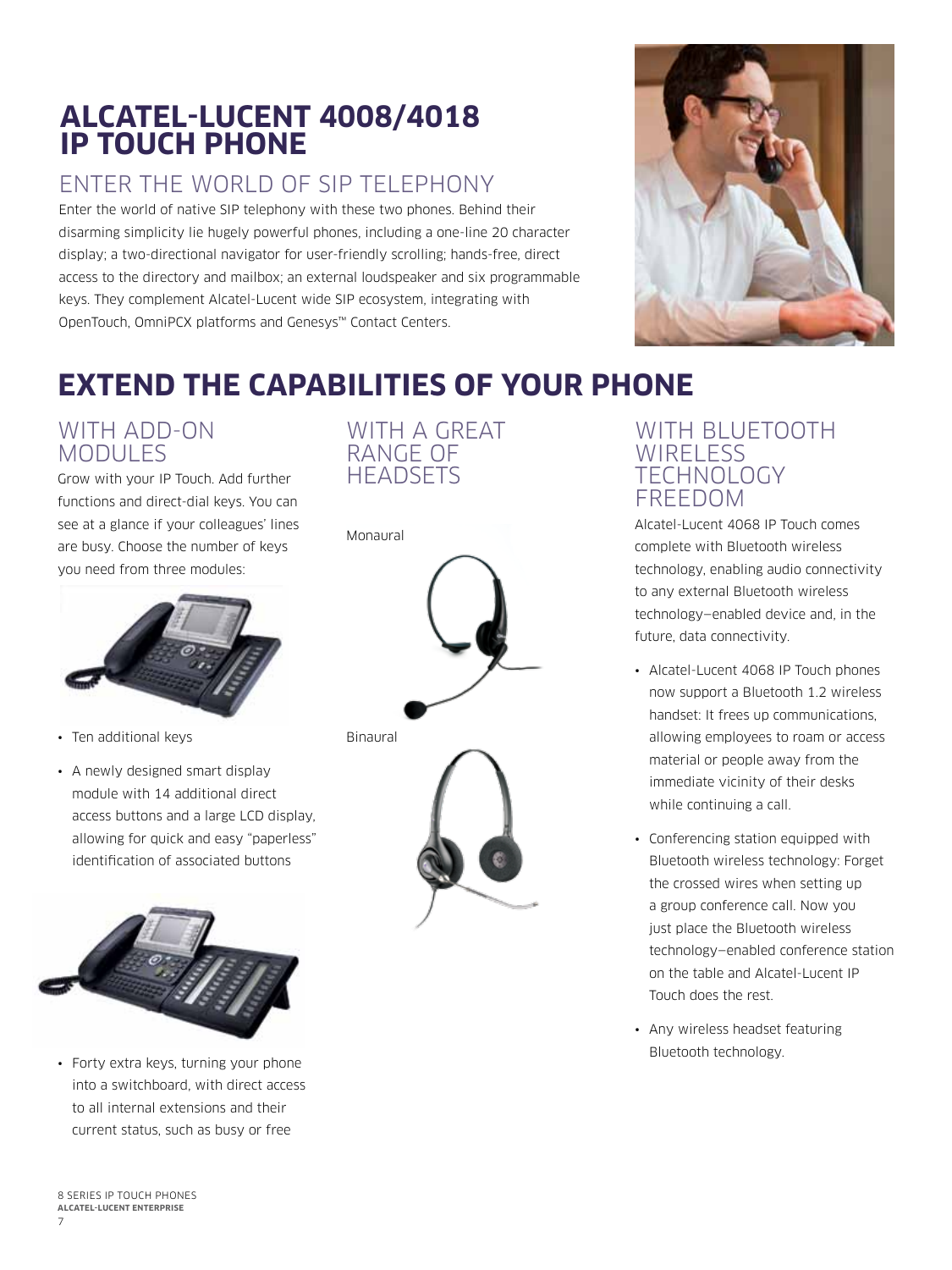# ALCATEL-LUCENT 4008/4018 IP TOUCH PHONE

## ENTER THE WORLD OF SIP TELEPHONY

Enter the world of native SIP telephony with these two phones. Behind their disarming simplicity lie hugely powerful phones, including a one-line 20 character display; a two-directional navigator for user-friendly scrolling; hands-free, direct access to the directory and mailbox; an external loudspeaker and six programmable keys. They complement Alcatel-Lucent wide SIP ecosystem, integrating with OpenTouch, OmniPCX platforms and Genesys™ Contact Centers.

# EXTEND THE CAPABILITIES OF YOUR PHONE

## WITH ADD-ON MODULES

Grow with your IP Touch. Add further functions and direct-dial keys. You can see at a glance if your colleagues' lines are busy. Choose the number of keys you need from three modules:

- Ten additional keys
- A newly designed smart display module with 14 additional direct access buttons and a large LCD display, allowing for quick and easy "paperless" identification of associated buttons
- Forty extra keys, turning your phone into a switchboard, with direct access to all internal extensions and their current status, such as busy or free

## WITH A GREAT RANGE OF HEADSETS

Monaural

Binaural

## WITH BLUETOOTH WIRELESS TECHNOLOGY FREEDOM

Alcatel-Lucent 4068 IP Touch comes complete with Bluetooth wireless technology, enabling audio connectivity to any external Bluetooth wireless technology—enabled device and, in the future, data connectivity.

- Alcatel-Lucent 4068 IP Touch phones now support a Bluetooth 1.2 wireless handset: It frees up communications, allowing employees to roam or access material or people away from the immediate vicinity of their desks while continuing a call.
- Conferencing station equipped with Bluetooth wireless technology: Forget the crossed wires when setting up a group conference call. Now you just place the Bluetooth wireless technology—enabled conference station on the table and Alcatel-Lucent IP Touch does the rest.
- Any wireless headset featuring Bluetooth technology.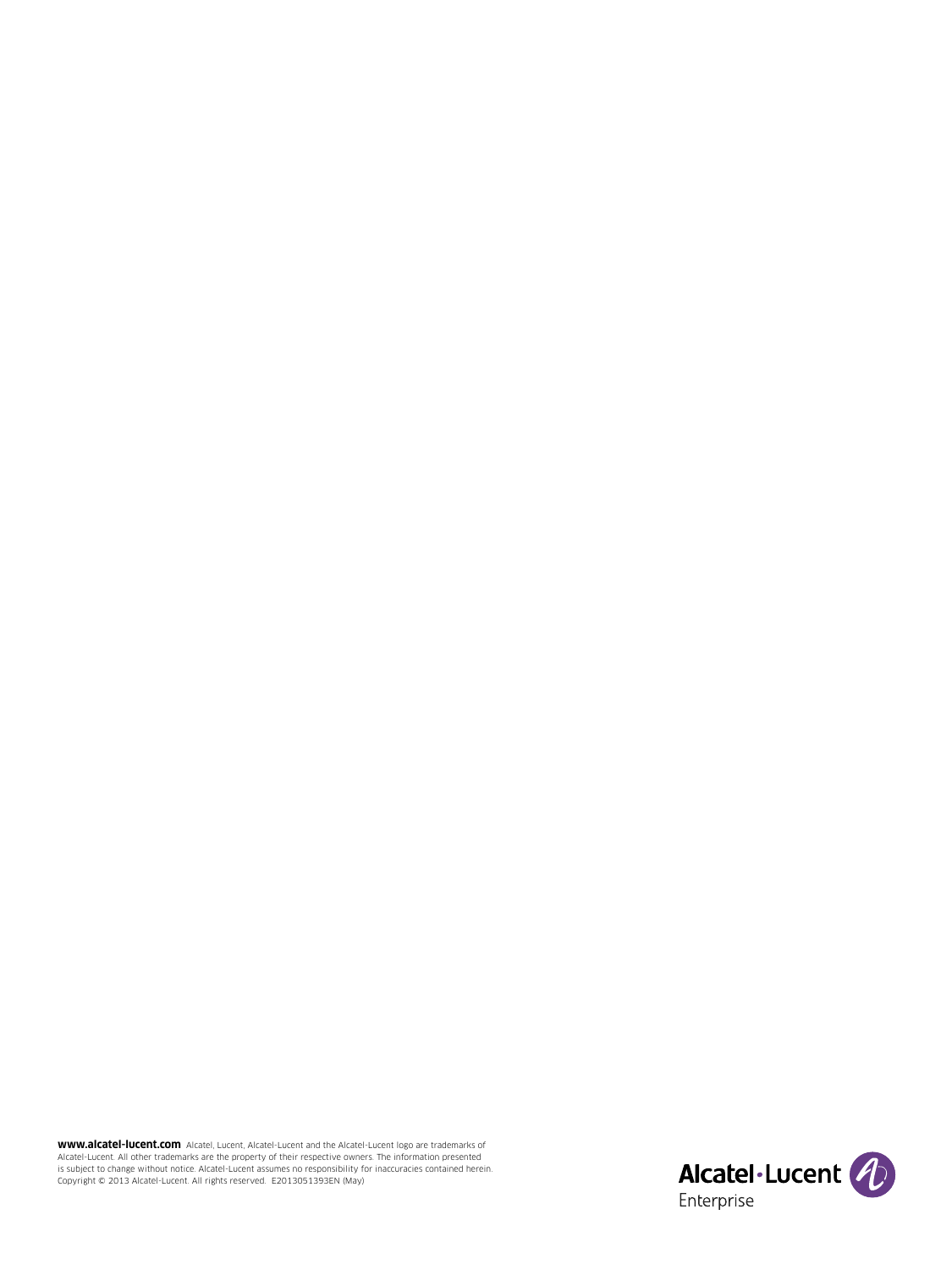**www.alcatel-lucent.com** Alcatel, Lucent, Alcatel-Lucent and the Alcatel-Lucent logo are trademarks of Alcatel-Lucent. All other trademarks are the property of their respective owners. The information presented is subject to change without notice. Alcatel-Lucent assumes no responsibility for inaccuracies contained herein. Copyright © 2013 Alcatel-Lucent. All rights reserved. E2013051393EN (May)

Alcatel·Lucent
Enterprise